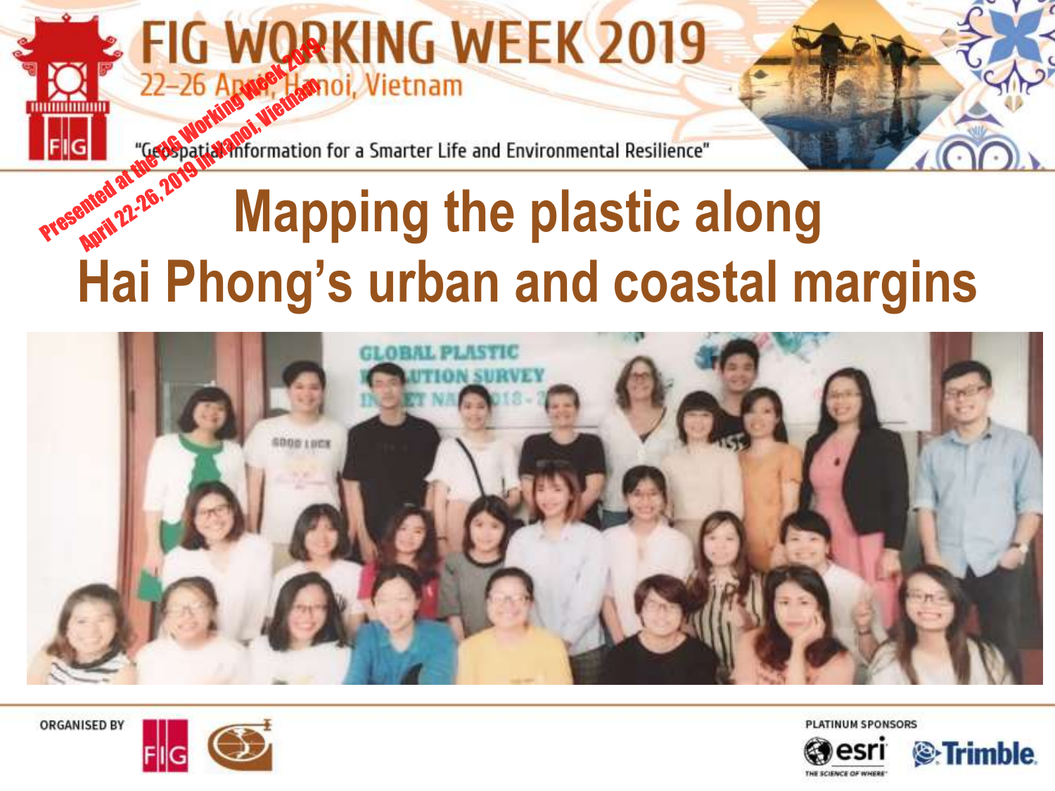# FIG WORKING WEEK 2019

22–26 April, Hanoi, Vietnam

"Geospatial Information for a Smarter Life and Environmental Resilience"

Presented at the FIG Working Week 2019, April 22-26, 2019 in Hanoi, Vietnam

# Mapping the plastic along Hai Phong's urban and coastal margins

ORGANISED BY

PLATINUM SPONSORS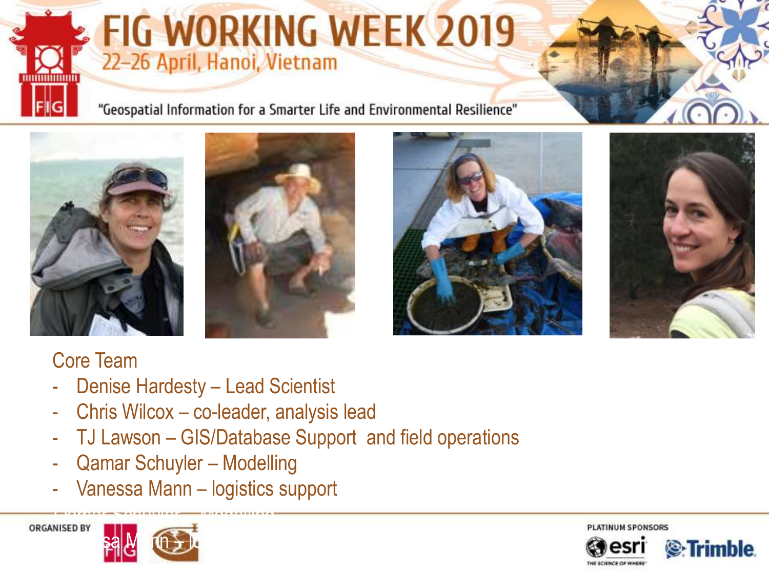Core Team

- Denise Hardesty – Lead Scientist
- Chris Wilcox – co-leader, analysis lead
- TJ Lawson – GIS/Database Support and field operations
- Qamar Schuyler – Modelling
- Vanessa Mann – logistics support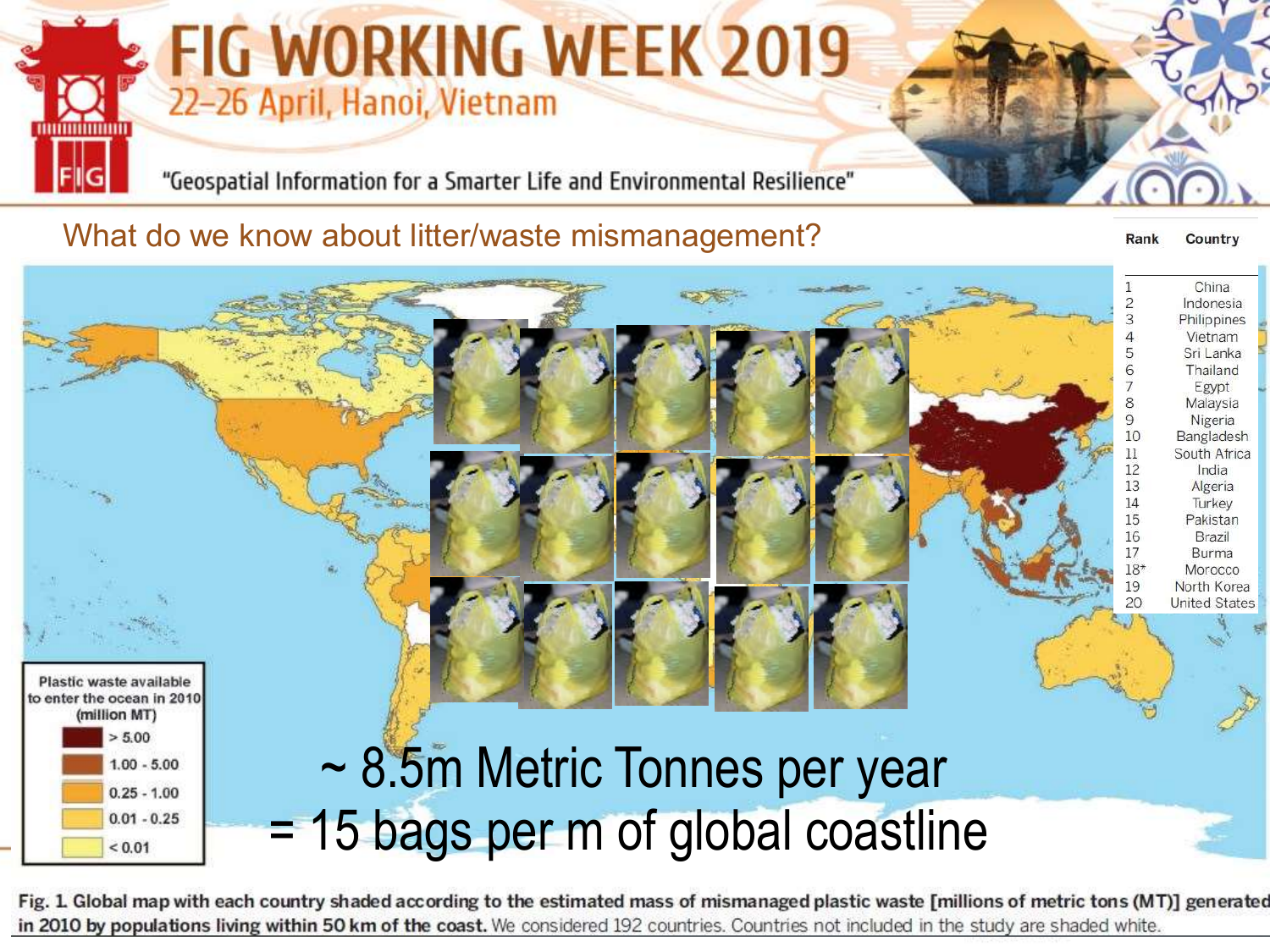# FIG WORKING WEEK 2019

22–26 April, Hanoi, Vietnam

"Geospatial Information for a Smarter Life and Environmental Resilience"

## What do we know about litter/waste mismanagement?

| Rank | Country |
| --- | --- |
| 1 | China |
| 2 | Indonesia |
| 3 | Philippines |
| 4 | Vietnam |
| 5 | Sri Lanka |
| 6 | Thailand |
| 7 | Egypt |
| 8 | Malaysia |
| 9 | Nigeria |
| 10 | Bangladesh |
| 11 | South Africa |
| 12 | India |
| 13 | Algeria |
| 14 | Turkey |
| 15 | Pakistan |
| 16 | Brazil |
| 17 | Burma |
| 18* | Morocco |
| 19 | North Korea |
| 20 | United States |

**Plastic waste available to enter the ocean in 2010 (million MT)**

- > 5.00
- 1.00 - 5.00
- 0.25 - 1.00
- 0.01 - 0.25
- < 0.01

~ 8.5m Metric Tonnes per year
= 15 bags per m of global coastline

**Fig. 1. Global map with each country shaded according to the estimated mass of mismanaged plastic waste [millions of metric tons (MT)] generated in 2010 by populations living within 50 km of the coast.** We considered 192 countries. Countries not included in the study are shaded white.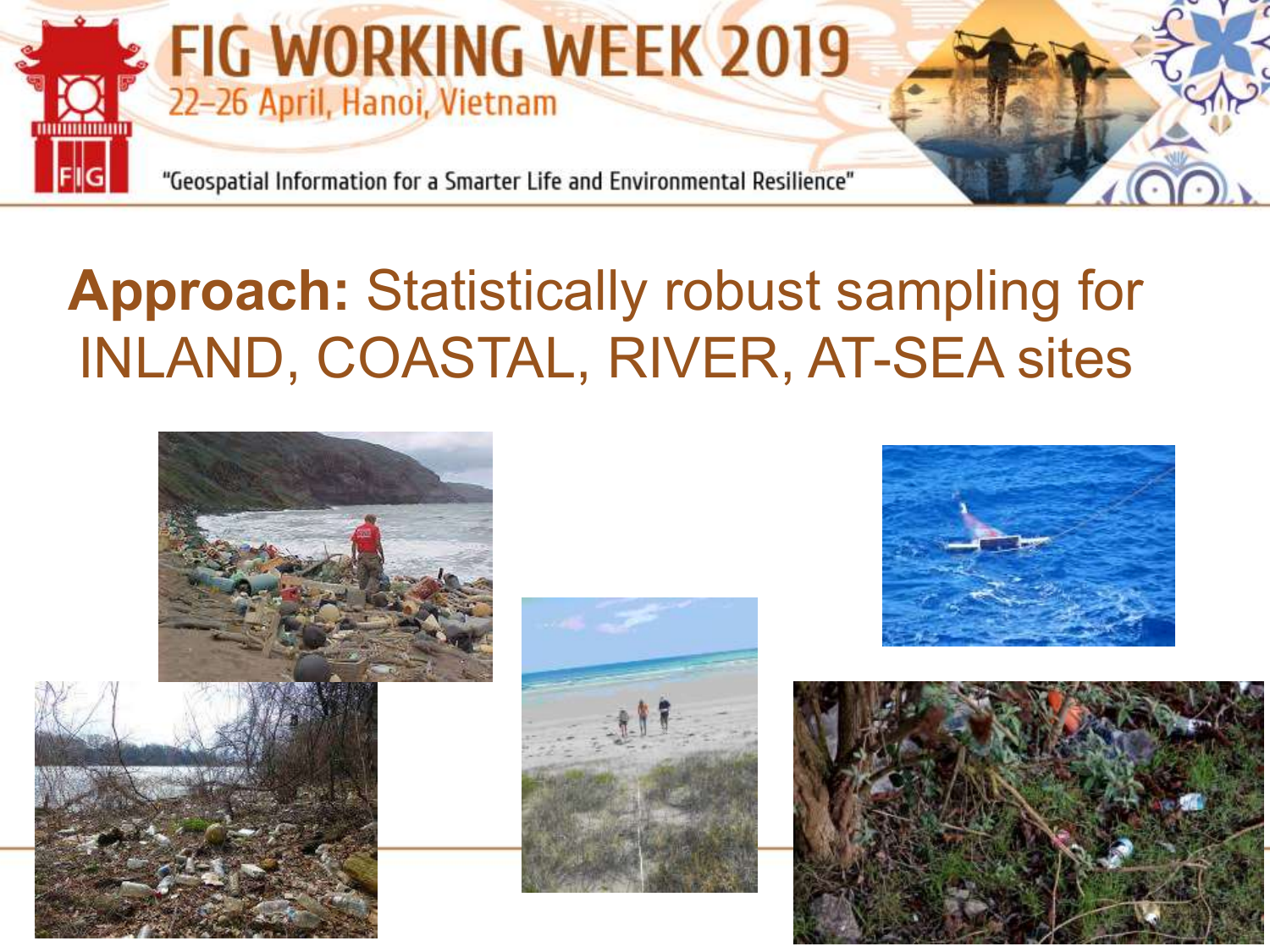**Approach:** Statistically robust sampling for INLAND, COASTAL, RIVER, AT-SEA sites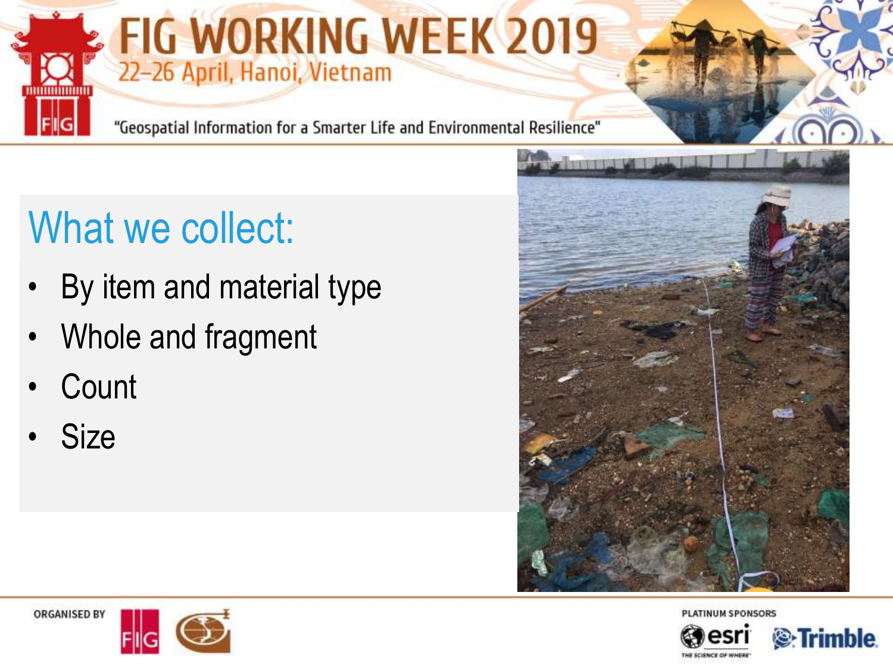# What we collect:

- By item and material type
- Whole and fragment
- Count
- Size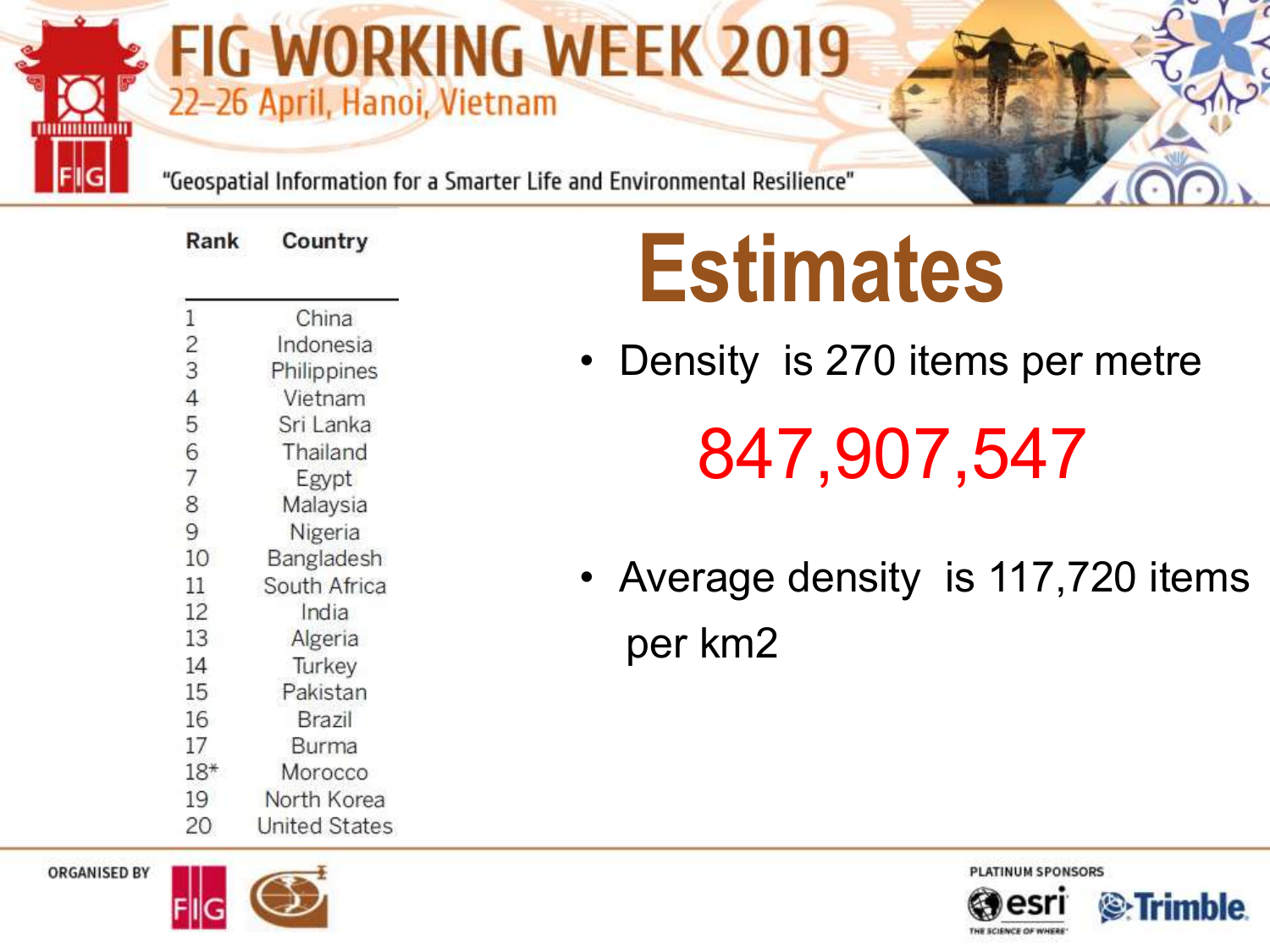| Rank | Country |
| --- | --- |
| 1 | China |
| 2 | Indonesia |
| 3 | Philippines |
| 4 | Vietnam |
| 5 | Sri Lanka |
| 6 | Thailand |
| 7 | Egypt |
| 8 | Malaysia |
| 9 | Nigeria |
| 10 | Bangladesh |
| 11 | South Africa |
| 12 | India |
| 13 | Algeria |
| 14 | Turkey |
| 15 | Pakistan |
| 16 | Brazil |
| 17 | Burma |
| 18* | Morocco |
| 19 | North Korea |
| 20 | United States |

# Estimates

- Density is 270 items per metre

**847,907,547**

- Average density is 117,720 items per km2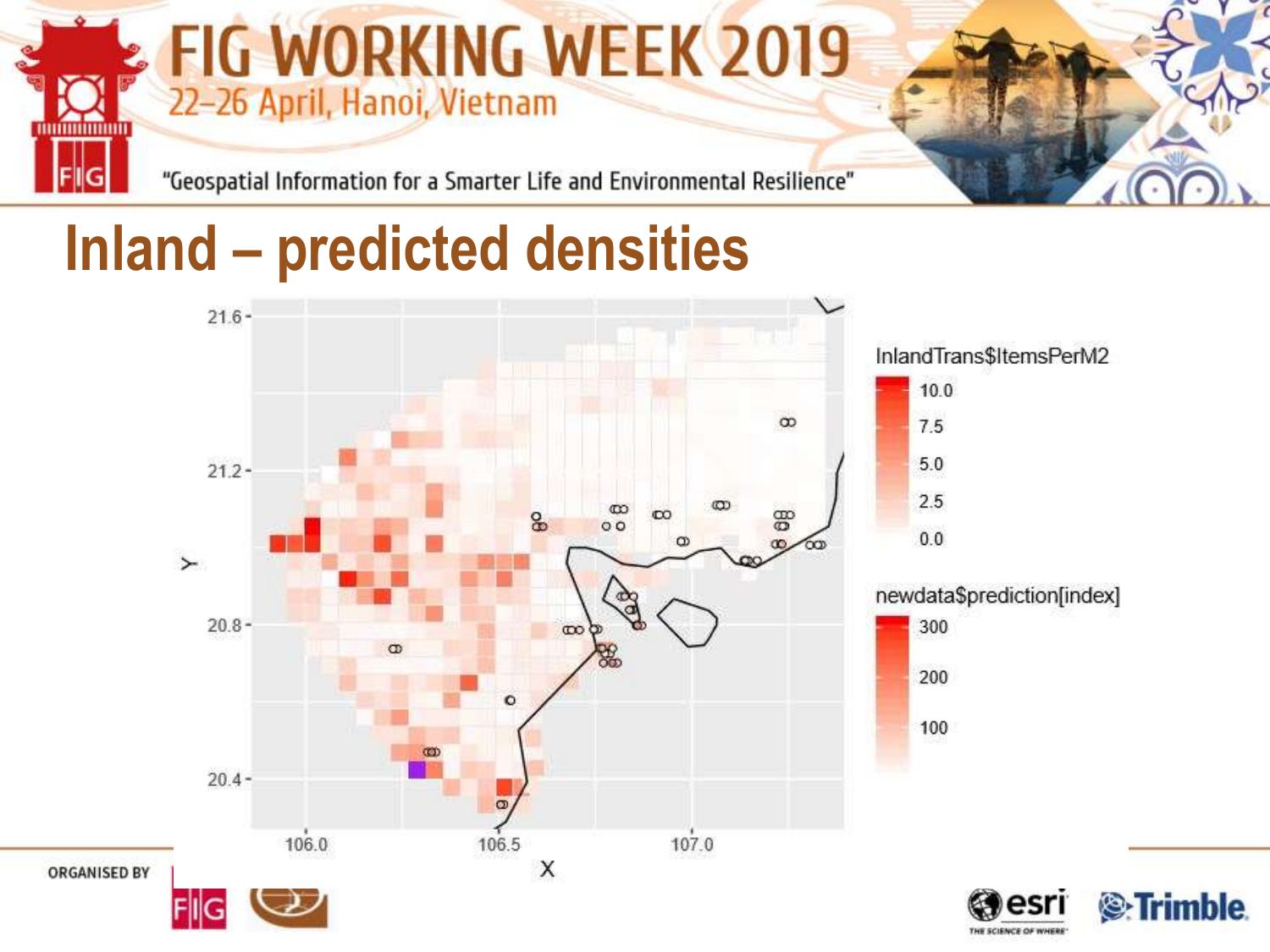# Inland – predicted densities

InlandTrans$ItemsPerM2

10.0
7.5
5.0
2.5
0.0

newdata$prediction[index]

300
200
100

Y: 21.6, 21.2, 20.8, 20.4

X: 106.0, 106.5, 107.0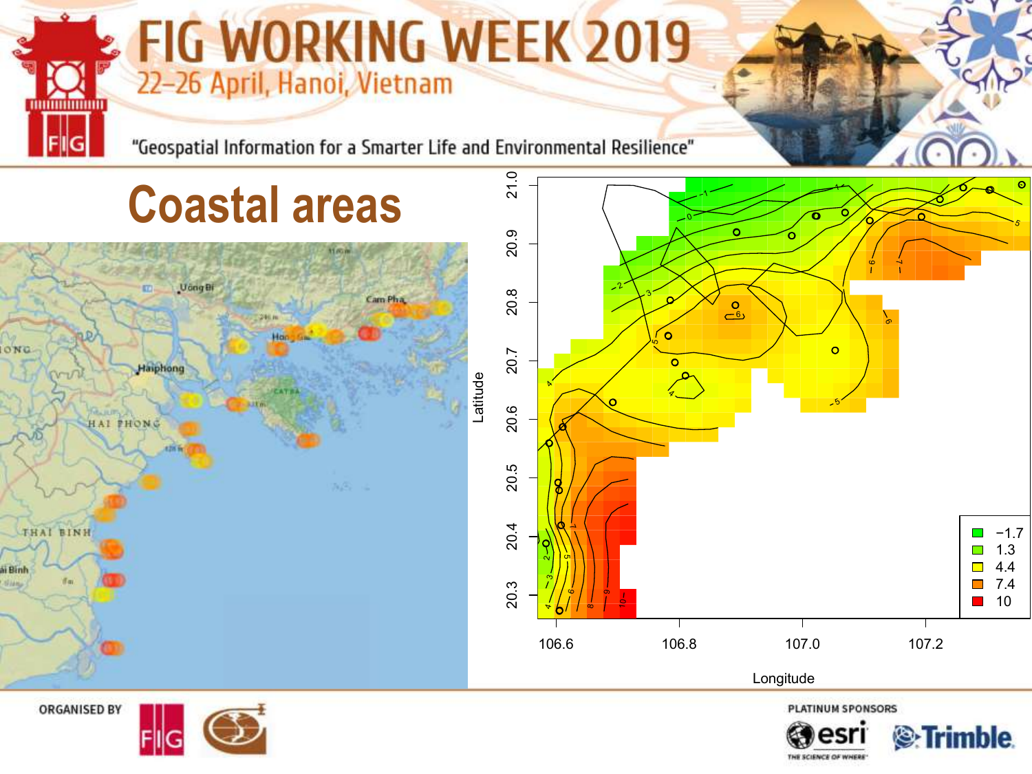# Coastal areas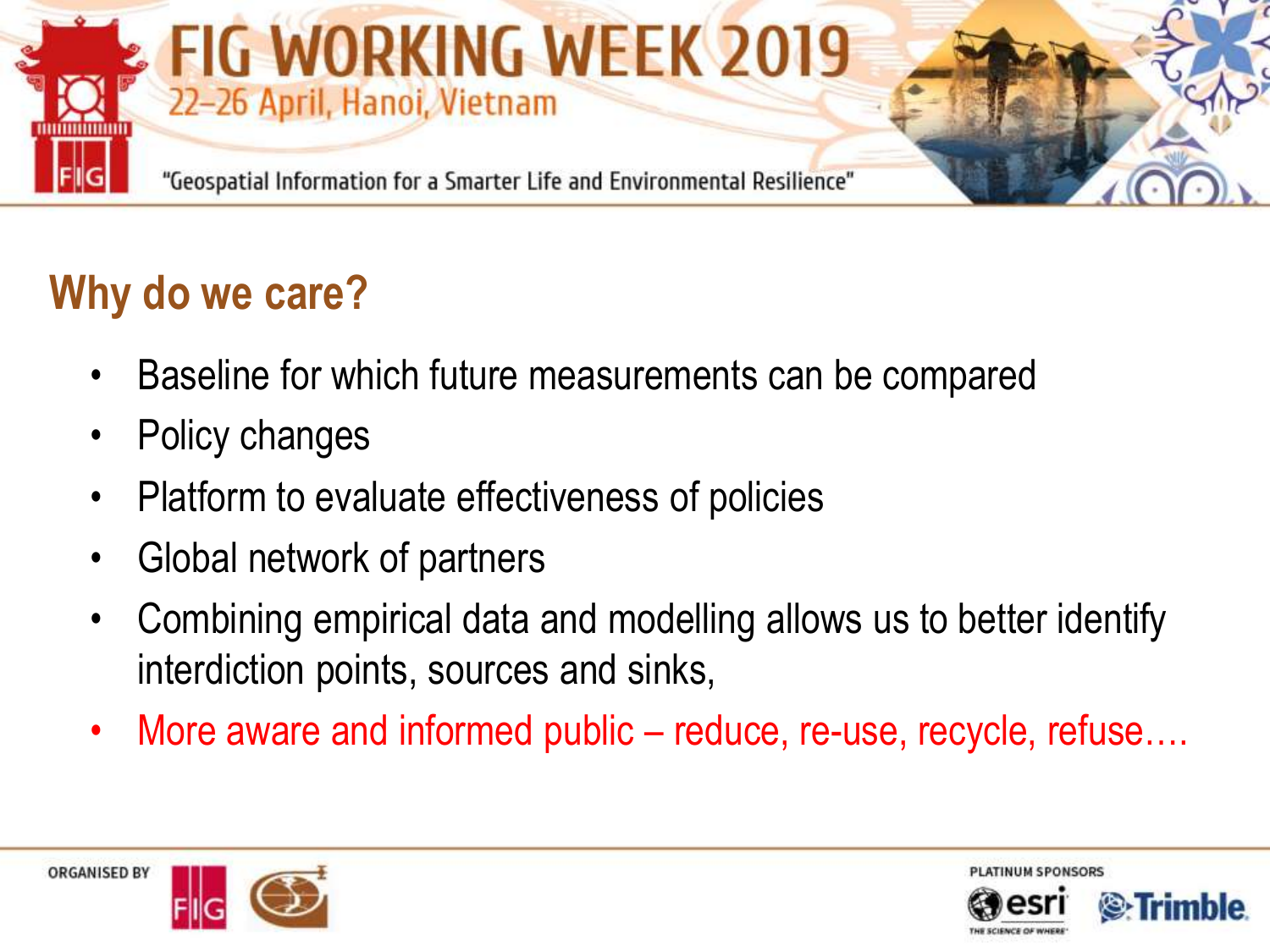## Why do we care?

- Baseline for which future measurements can be compared
- Policy changes
- Platform to evaluate effectiveness of policies
- Global network of partners
- Combining empirical data and modelling allows us to better identify interdiction points, sources and sinks,
- More aware and informed public – reduce, re-use, recycle, refuse….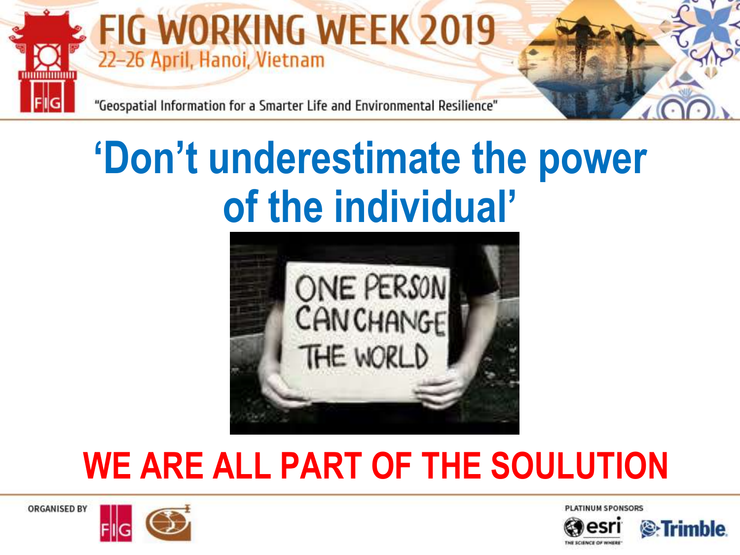# 'Don't underestimate the power of the individual'

ONE PERSON CAN CHANGE THE WORLD

**WE ARE ALL PART OF THE SOULUTION**